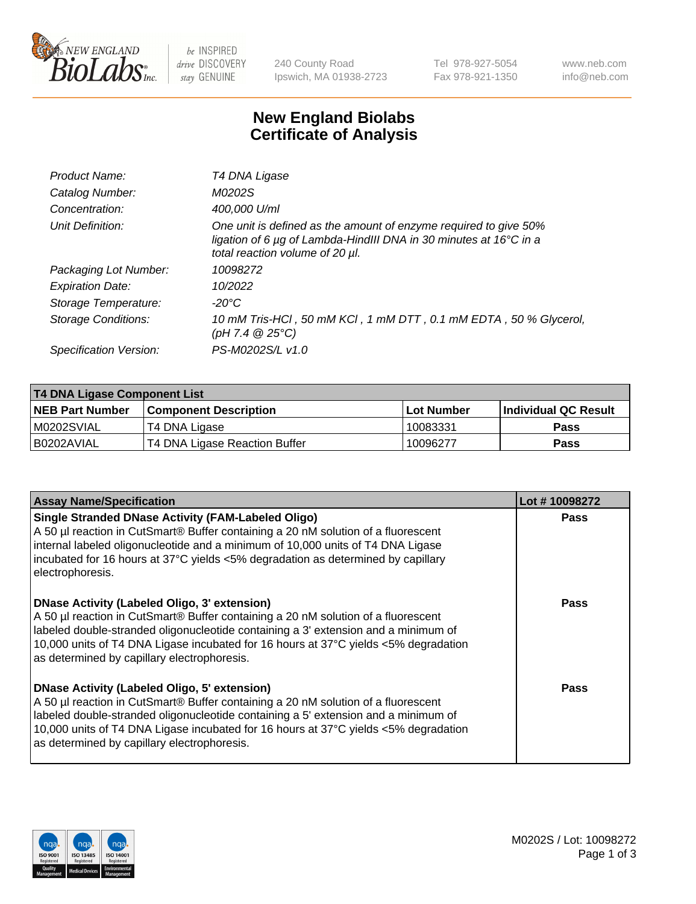# New England Biolabs Certificate of Analysis

| | |
|---|---|
| *Product Name:* | *T4 DNA Ligase* |
| *Catalog Number:* | *M0202S* |
| *Concentration:* | *400,000 U/ml* |
| *Unit Definition:* | *One unit is defined as the amount of enzyme required to give 50% ligation of 6 µg of Lambda-HindIII DNA in 30 minutes at 16°C in a total reaction volume of 20 µl.* |
| *Packaging Lot Number:* | *10098272* |
| *Expiration Date:* | *10/2022* |
| *Storage Temperature:* | *-20°C* |
| *Storage Conditions:* | *10 mM Tris-HCl , 50 mM KCl , 1 mM DTT , 0.1 mM EDTA , 50 % Glycerol, (pH 7.4 @ 25°C)* |
| *Specification Version:* | *PS-M0202S/L v1.0* |

| T4 DNA Ligase Component List | | | |
|---|---|---|---|
| **NEB Part Number** | **Component Description** | **Lot Number** | **Individual QC Result** |
| M0202SVIAL | T4 DNA Ligase | 10083331 | Pass |
| B0202AVIAL | T4 DNA Ligase Reaction Buffer | 10096277 | Pass |

| Assay Name/Specification | Lot # 10098272 |
|---|---|
| **Single Stranded DNase Activity (FAM-Labeled Oligo)**<br>A 50 µl reaction in CutSmart® Buffer containing a 20 nM solution of a fluorescent internal labeled oligonucleotide and a minimum of 10,000 units of T4 DNA Ligase incubated for 16 hours at 37°C yields <5% degradation as determined by capillary electrophoresis. | Pass |
| **DNase Activity (Labeled Oligo, 3' extension)**<br>A 50 µl reaction in CutSmart® Buffer containing a 20 nM solution of a fluorescent labeled double-stranded oligonucleotide containing a 3' extension and a minimum of 10,000 units of T4 DNA Ligase incubated for 16 hours at 37°C yields <5% degradation as determined by capillary electrophoresis. | Pass |
| **DNase Activity (Labeled Oligo, 5' extension)**<br>A 50 µl reaction in CutSmart® Buffer containing a 20 nM solution of a fluorescent labeled double-stranded oligonucleotide containing a 5' extension and a minimum of 10,000 units of T4 DNA Ligase incubated for 16 hours at 37°C yields <5% degradation as determined by capillary electrophoresis. | Pass |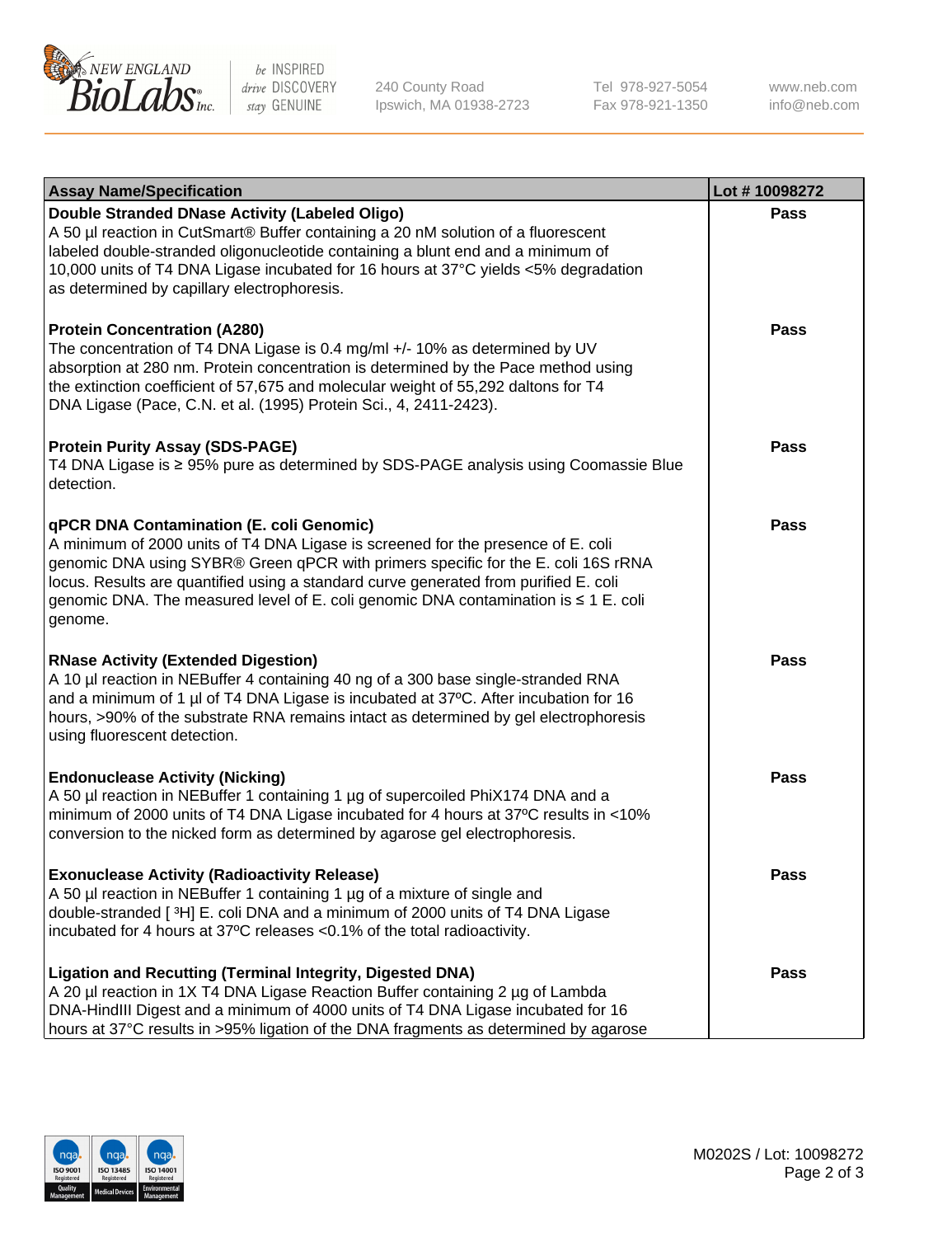| Assay Name/Specification | Lot # 10098272 |
| --- | --- |
| **Double Stranded DNase Activity (Labeled Oligo)**<br>A 50 µl reaction in CutSmart® Buffer containing a 20 nM solution of a fluorescent labeled double-stranded oligonucleotide containing a blunt end and a minimum of 10,000 units of T4 DNA Ligase incubated for 16 hours at 37°C yields <5% degradation as determined by capillary electrophoresis. | Pass |
| **Protein Concentration (A280)**<br>The concentration of T4 DNA Ligase is 0.4 mg/ml +/- 10% as determined by UV absorption at 280 nm. Protein concentration is determined by the Pace method using the extinction coefficient of 57,675 and molecular weight of 55,292 daltons for T4 DNA Ligase (Pace, C.N. et al. (1995) Protein Sci., 4, 2411-2423). | Pass |
| **Protein Purity Assay (SDS-PAGE)**<br>T4 DNA Ligase is ≥ 95% pure as determined by SDS-PAGE analysis using Coomassie Blue detection. | Pass |
| **qPCR DNA Contamination (E. coli Genomic)**<br>A minimum of 2000 units of T4 DNA Ligase is screened for the presence of E. coli genomic DNA using SYBR® Green qPCR with primers specific for the E. coli 16S rRNA locus. Results are quantified using a standard curve generated from purified E. coli genomic DNA. The measured level of E. coli genomic DNA contamination is ≤ 1 E. coli genome. | Pass |
| **RNase Activity (Extended Digestion)**<br>A 10 µl reaction in NEBuffer 4 containing 40 ng of a 300 base single-stranded RNA and a minimum of 1 µl of T4 DNA Ligase is incubated at 37ºC. After incubation for 16 hours, >90% of the substrate RNA remains intact as determined by gel electrophoresis using fluorescent detection. | Pass |
| **Endonuclease Activity (Nicking)**<br>A 50 µl reaction in NEBuffer 1 containing 1 µg of supercoiled PhiX174 DNA and a minimum of 2000 units of T4 DNA Ligase incubated for 4 hours at 37ºC results in <10% conversion to the nicked form as determined by agarose gel electrophoresis. | Pass |
| **Exonuclease Activity (Radioactivity Release)**<br>A 50 µl reaction in NEBuffer 1 containing 1 µg of a mixture of single and double-stranded [ $^{3}$H] E. coli DNA and a minimum of 2000 units of T4 DNA Ligase incubated for 4 hours at 37ºC releases <0.1% of the total radioactivity. | Pass |
| **Ligation and Recutting (Terminal Integrity, Digested DNA)**<br>A 20 µl reaction in 1X T4 DNA Ligase Reaction Buffer containing 2 µg of Lambda DNA-HindIII Digest and a minimum of 4000 units of T4 DNA Ligase incubated for 16 hours at 37°C results in >95% ligation of the DNA fragments as determined by agarose | Pass |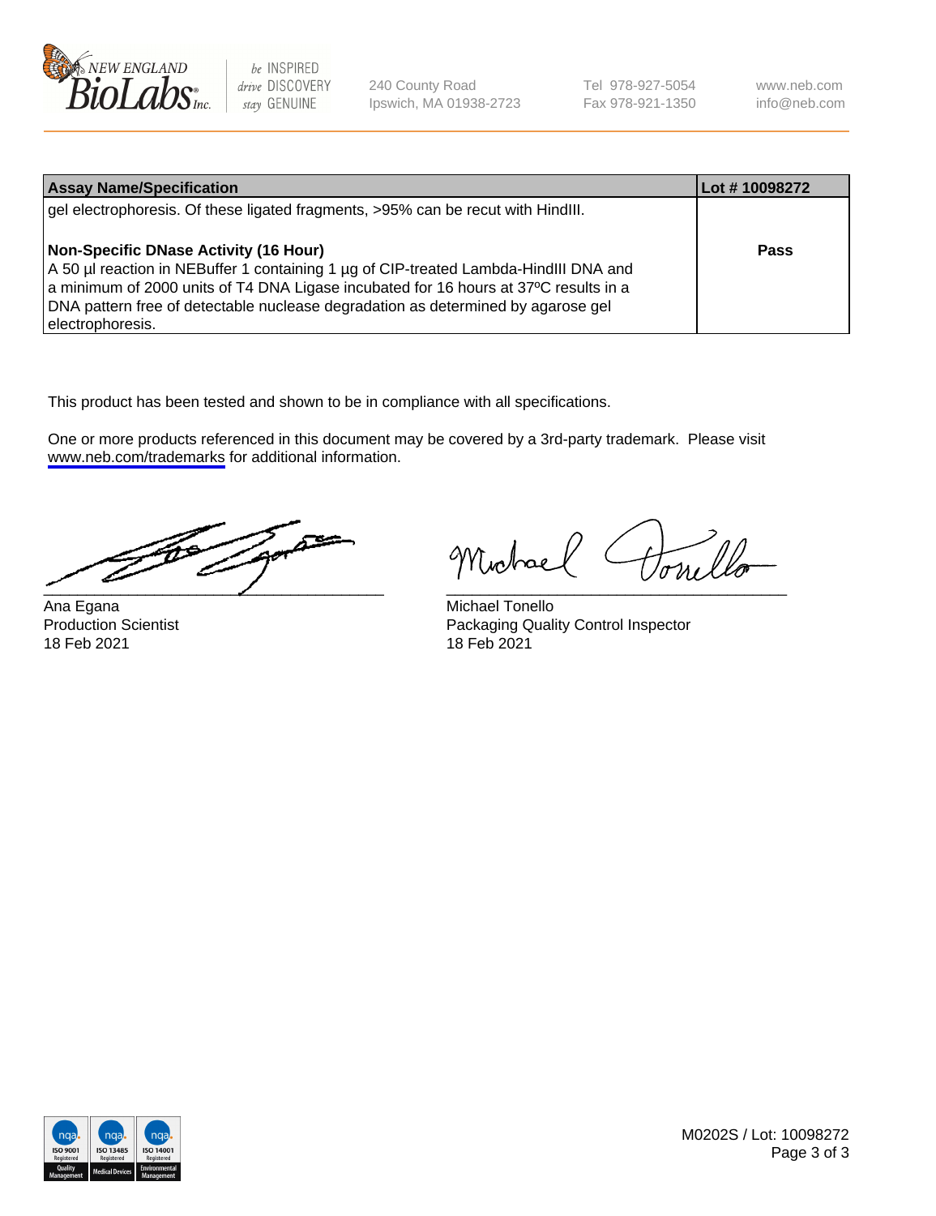| Assay Name/Specification | Lot # 10098272 |
|---|---|
| gel electrophoresis. Of these ligated fragments, >95% can be recut with HindIII. | |
| **Non-Specific DNase Activity (16 Hour)**<br>A 50 µl reaction in NEBuffer 1 containing 1 µg of CIP-treated Lambda-HindIII DNA and a minimum of 2000 units of T4 DNA Ligase incubated for 16 hours at 37ºC results in a DNA pattern free of detectable nuclease degradation as determined by agarose gel electrophoresis. | **Pass** |

This product has been tested and shown to be in compliance with all specifications.

One or more products referenced in this document may be covered by a 3rd-party trademark. Please visit www.neb.com/trademarks for additional information.

Ana Egana
Production Scientist
18 Feb 2021

Michael Tonello
Packaging Quality Control Inspector
18 Feb 2021

M0202S / Lot: 10098272